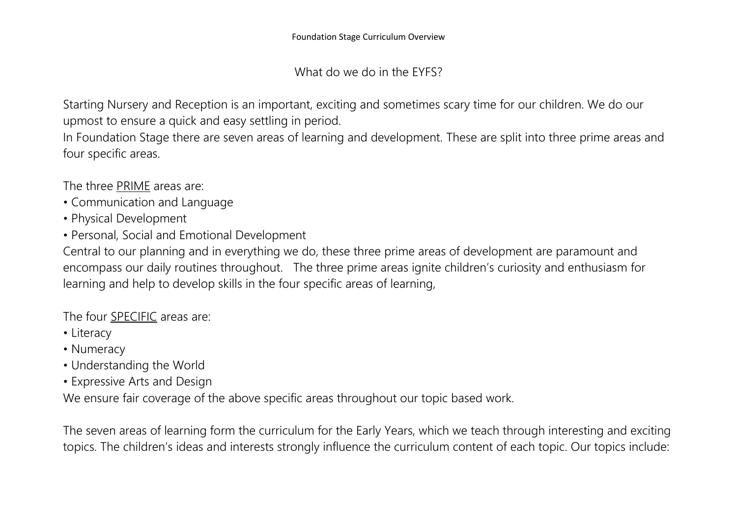# Foundation Stage Curriculum Overview

## What do we do in the EYFS?

Starting Nursery and Reception is an important, exciting and sometimes scary time for our children. We do our upmost to ensure a quick and easy settling in period.
In Foundation Stage there are seven areas of learning and development. These are split into three prime areas and four specific areas.

The three <u>PRIME</u> areas are:

- Communication and Language
- Physical Development
- Personal, Social and Emotional Development

Central to our planning and in everything we do, these three prime areas of development are paramount and encompass our daily routines throughout. The three prime areas ignite children's curiosity and enthusiasm for learning and help to develop skills in the four specific areas of learning,

The four <u>SPECIFIC</u> areas are:

- Literacy
- Numeracy
- Understanding the World
- Expressive Arts and Design

We ensure fair coverage of the above specific areas throughout our topic based work.

The seven areas of learning form the curriculum for the Early Years, which we teach through interesting and exciting topics. The children's ideas and interests strongly influence the curriculum content of each topic. Our topics include: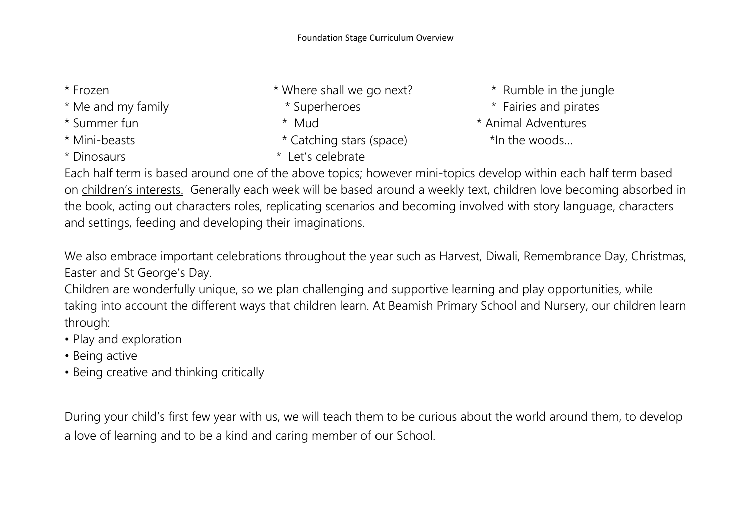* Frozen
* Me and my family
* Summer fun
* Mini-beasts
* Dinosaurs
* Where shall we go next?
* Superheroes
* Mud
* Catching stars (space)
* Let's celebrate
* Rumble in the jungle
* Fairies and pirates
* Animal Adventures
* In the woods…

Each half term is based around one of the above topics; however mini-topics develop within each half term based on children's interests. Generally each week will be based around a weekly text, children love becoming absorbed in the book, acting out characters roles, replicating scenarios and becoming involved with story language, characters and settings, feeding and developing their imaginations.

We also embrace important celebrations throughout the year such as Harvest, Diwali, Remembrance Day, Christmas, Easter and St George's Day.

Children are wonderfully unique, so we plan challenging and supportive learning and play opportunities, while taking into account the different ways that children learn. At Beamish Primary School and Nursery, our children learn through:

- Play and exploration
- Being active
- Being creative and thinking critically

During your child's first few year with us, we will teach them to be curious about the world around them, to develop a love of learning and to be a kind and caring member of our School.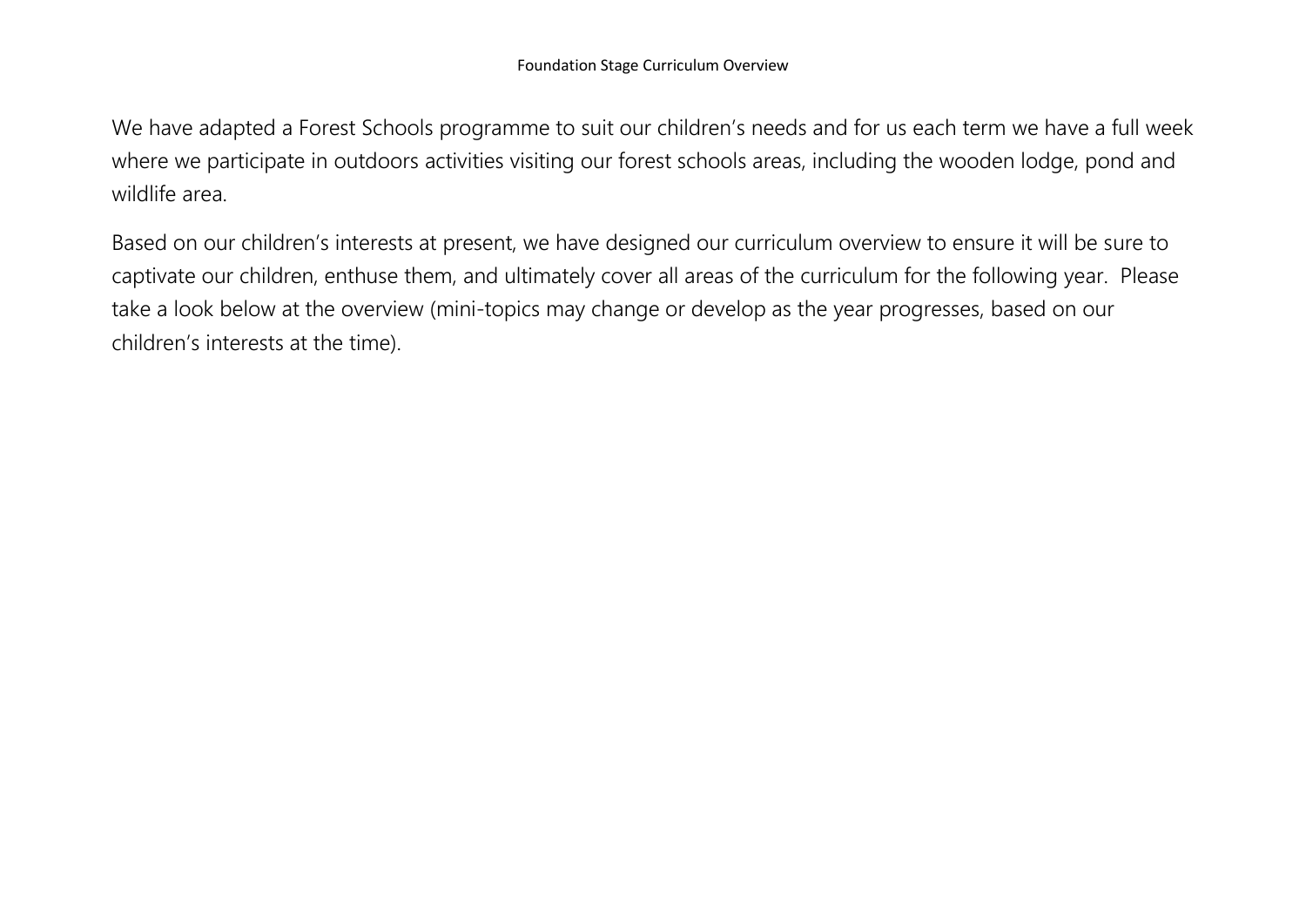We have adapted a Forest Schools programme to suit our children's needs and for us each term we have a full week where we participate in outdoors activities visiting our forest schools areas, including the wooden lodge, pond and wildlife area.

Based on our children's interests at present, we have designed our curriculum overview to ensure it will be sure to captivate our children, enthuse them, and ultimately cover all areas of the curriculum for the following year. Please take a look below at the overview (mini-topics may change or develop as the year progresses, based on our children's interests at the time).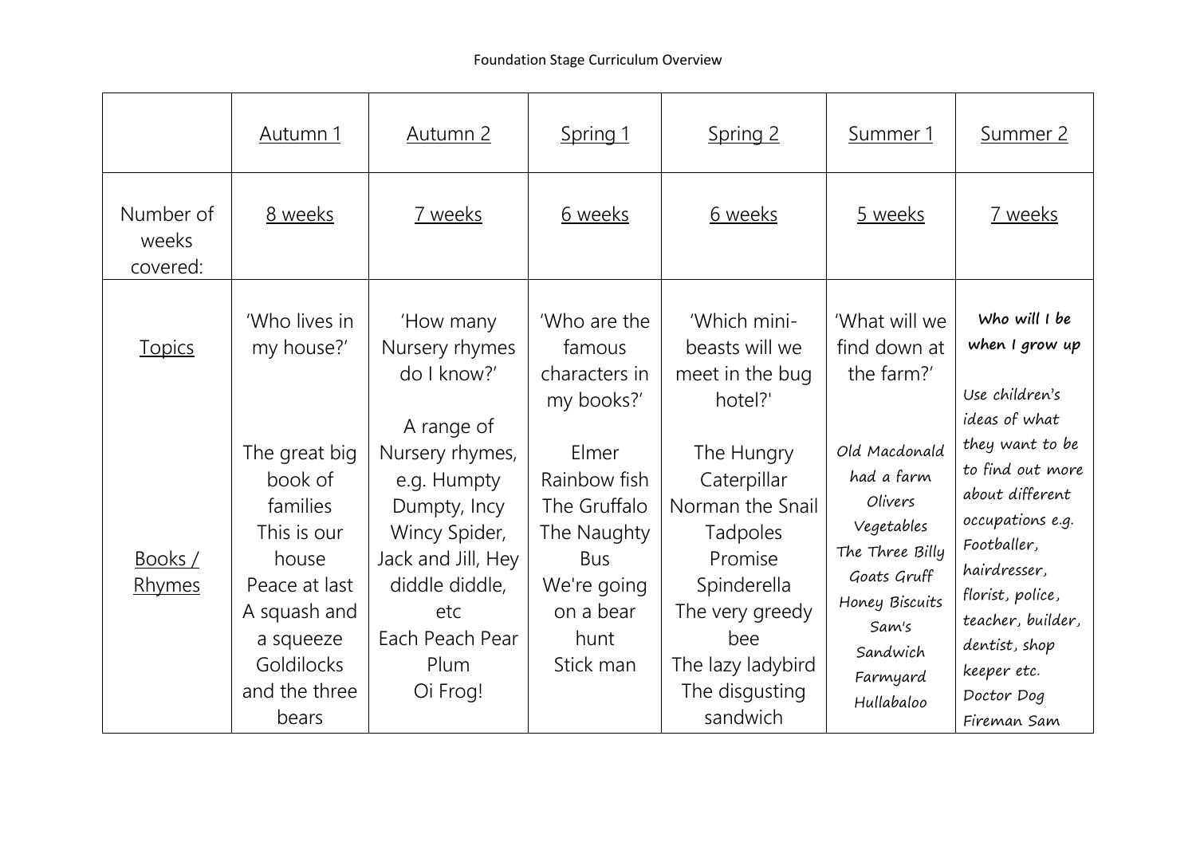Foundation Stage Curriculum Overview

| | Autumn 1 | Autumn 2 | Spring 1 | Spring 2 | Summer 1 | Summer 2 |
|---|---|---|---|---|---|---|
| Number of weeks covered: | 8 weeks | 7 weeks | 6 weeks | 6 weeks | 5 weeks | 7 weeks |
| Topics | 'Who lives in my house?' | 'How many Nursery rhymes do I know?' | 'Who are the famous characters in my books?' | 'Which mini-beasts will we meet in the bug hotel?' | 'What will we find down at the farm?' | **Who will I be when I grow up** |
| Books / Rhymes | The great big book of families<br>This is our house<br>Peace at last<br>A squash and a squeeze<br>Goldilocks and the three bears | A range of Nursery rhymes, e.g. Humpty Dumpty, Incy Wincy Spider, Jack and Jill, Hey diddle diddle, etc<br>Each Peach Pear Plum<br>Oi Frog! | Elmer<br>Rainbow fish<br>The Gruffalo<br>The Naughty Bus<br>We're going on a bear hunt<br>Stick man | The Hungry Caterpillar<br>Norman the Snail<br>Tadpoles Promise<br>Spinderella<br>The very greedy bee<br>The lazy ladybird<br>The disgusting sandwich | Old Macdonald had a farm<br>Olivers Vegetables<br>The Three Billy Goats Gruff<br>Honey Biscuits<br>Sam's Sandwich<br>Farmyard Hullabaloo | Use children's ideas of what they want to be to find out more about different occupations e.g. Footballer, hairdresser, florist, police, teacher, builder, dentist, shop keeper etc.<br>Doctor Dog<br>Fireman Sam |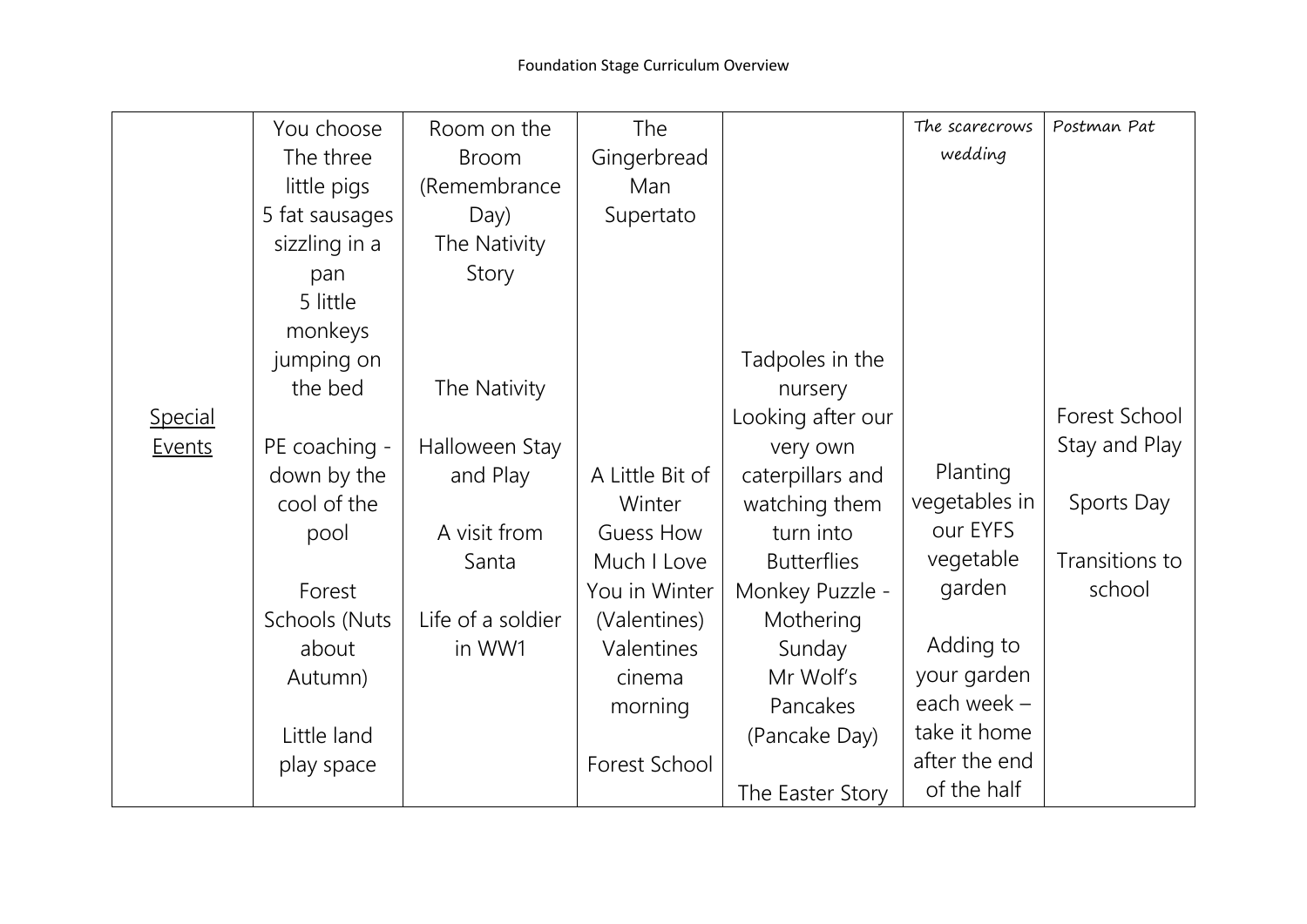Foundation Stage Curriculum Overview

| | | | | | | |
|---|---|---|---|---|---|---|
| <u>Special Events</u> | You choose<br>The three little pigs<br>5 fat sausages sizzling in a pan<br>5 little monkeys jumping on the bed<br><br>PE coaching - down by the cool of the pool<br><br>Forest Schools (Nuts about Autumn)<br><br>Little land play space | Room on the Broom (Remembrance Day)<br>The Nativity Story<br><br>The Nativity<br><br>Halloween Stay and Play<br><br>A visit from Santa<br><br>Life of a soldier in WW1 | The Gingerbread Man<br>Supertato<br><br>A Little Bit of Winter<br>Guess How Much I Love You in Winter (Valentines)<br>Valentines cinema morning<br><br>Forest School | Tadpoles in the nursery<br>Looking after our very own caterpillars and watching them turn into Butterflies<br>Monkey Puzzle - Mothering Sunday<br>Mr Wolf's Pancakes (Pancake Day)<br><br>The Easter Story | The scarecrows wedding<br><br>Planting vegetables in our EYFS vegetable garden<br><br>Adding to your garden each week – take it home after the end of the half | Postman Pat<br><br>Forest School Stay and Play<br><br>Sports Day<br><br>Transitions to school |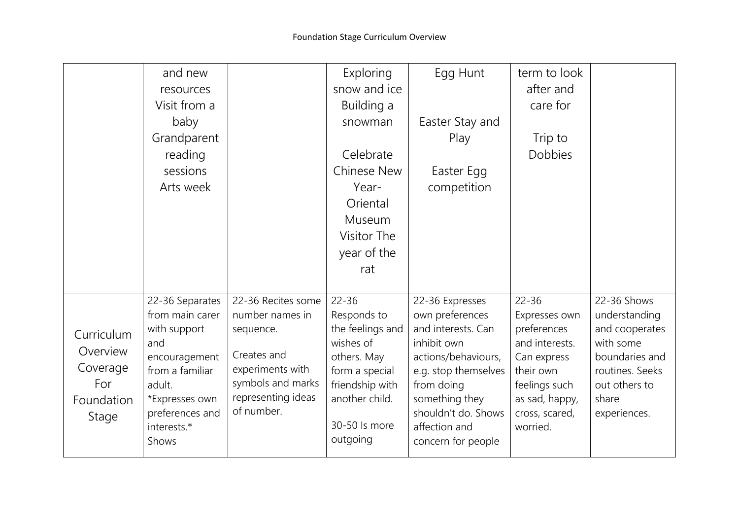| | | | | | | |
|---|---|---|---|---|---|---|
| | and new resources Visit from a baby Grandparent reading sessions Arts week | | Exploring snow and ice Building a snowman<br><br>Celebrate Chinese New Year- Oriental Museum Visitor The year of the rat | Egg Hunt<br><br>Easter Stay and Play<br><br>Easter Egg competition | term to look after and care for<br><br>Trip to Dobbies | |
| Curriculum Overview Coverage For Foundation Stage | 22-36 Separates from main carer with support and encouragement from a familiar adult. *Expresses own preferences and interests.* Shows | 22-36 Recites some number names in sequence.<br><br>Creates and experiments with symbols and marks representing ideas of number. | 22-36 Responds to the feelings and wishes of others. May form a special friendship with another child.<br><br>30-50 Is more outgoing | 22-36 Expresses own preferences and interests. Can inhibit own actions/behaviours, e.g. stop themselves from doing something they shouldn't do. Shows affection and concern for people | 22-36 Expresses own preferences and interests. Can express their own feelings such as sad, happy, cross, scared, worried. | 22-36 Shows understanding and cooperates with some boundaries and routines. Seeks out others to share experiences. |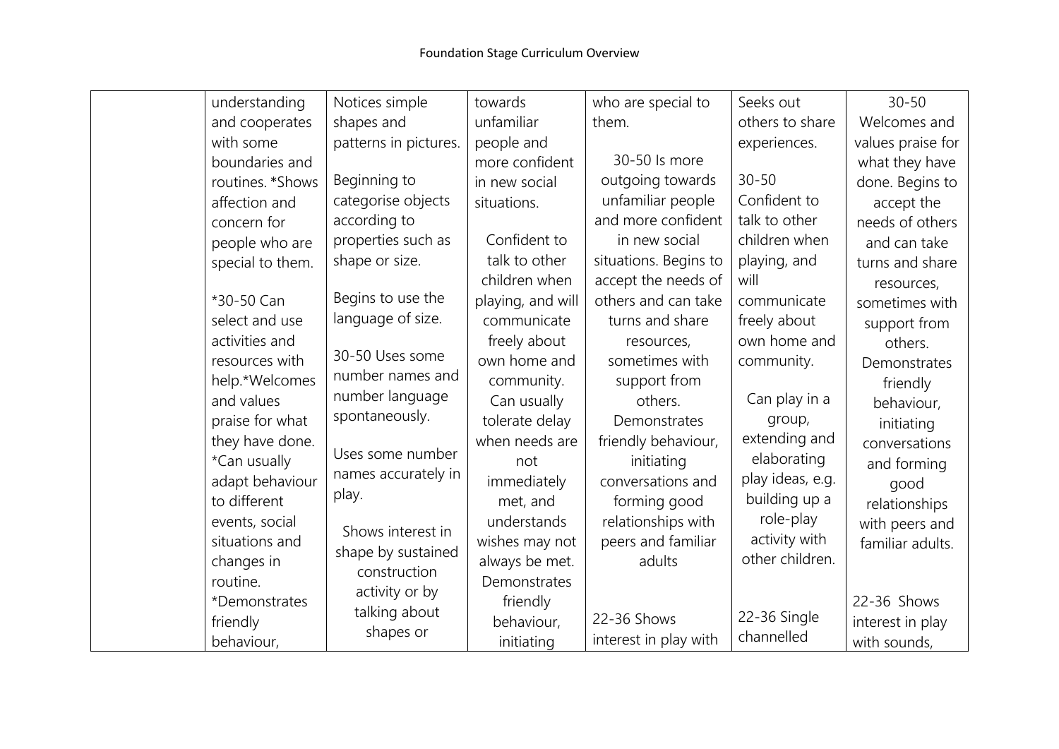| | | | | | | |
|---|---|---|---|---|---|---|
| | understanding and cooperates with some boundaries and routines. *Shows affection and concern for people who are special to them.<br><br>*30-50 Can select and use activities and resources with help.*Welcomes and values praise for what they have done. *Can usually adapt behaviour to different events, social situations and changes in routine. *Demonstrates friendly behaviour, | Notices simple shapes and patterns in pictures.<br><br>Beginning to categorise objects according to properties such as shape or size.<br><br>Begins to use the language of size.<br><br>30-50 Uses some number names and number language spontaneously.<br><br>Uses some number names accurately in play.<br><br>Shows interest in shape by sustained construction activity or by talking about shapes or | towards unfamiliar people and more confident in new social situations.<br><br>Confident to talk to other children when playing, and will communicate freely about own home and community. Can usually tolerate delay when needs are not immediately met, and understands wishes may not always be met. Demonstrates friendly behaviour, initiating | who are special to them.<br><br>30-50 Is more outgoing towards unfamiliar people and more confident in new social situations. Begins to accept the needs of others and can take turns and share resources, sometimes with support from others. Demonstrates friendly behaviour, initiating conversations and forming good relationships with peers and familiar adults<br><br>22-36 Shows interest in play with | Seeks out others to share experiences.<br><br>30-50 Confident to talk to other children when playing, and will communicate freely about own home and community.<br><br>Can play in a group, extending and elaborating play ideas, e.g. building up a role-play activity with other children.<br><br>22-36 Single channelled | 30-50 Welcomes and values praise for what they have done. Begins to accept the needs of others and can take turns and share resources, sometimes with support from others. Demonstrates friendly behaviour, initiating conversations and forming good relationships with peers and familiar adults.<br><br>22-36 Shows interest in play with sounds, |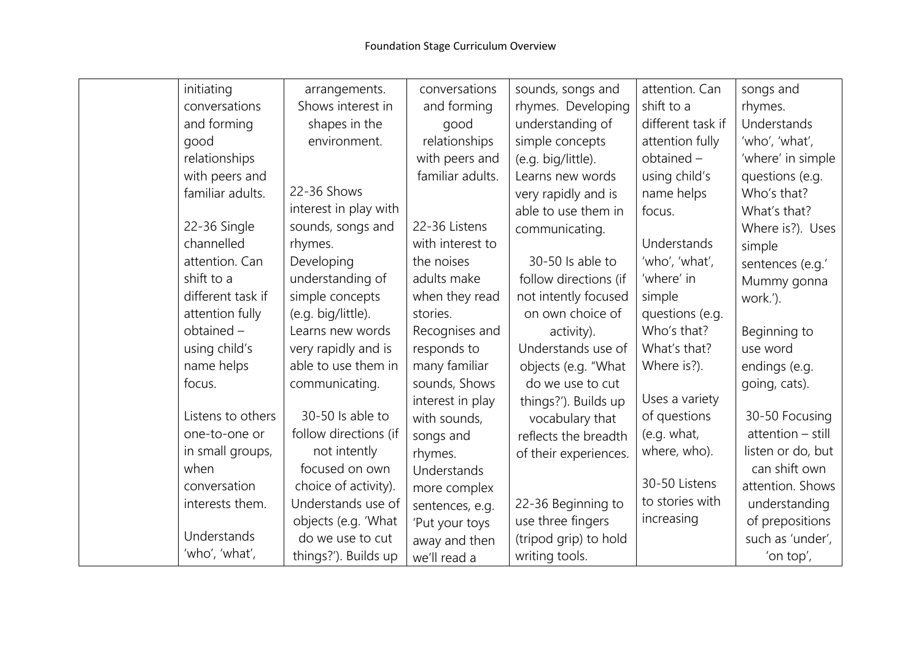| | | | | | | |
|---|---|---|---|---|---|---|
| | initiating conversations and forming good relationships with peers and familiar adults.<br><br>22-36 Single channelled attention. Can shift to a different task if attention fully obtained – using child's name helps focus.<br><br>Listens to others one-to-one or in small groups, when conversation interests them.<br><br>Understands 'who', 'what', | arrangements. Shows interest in shapes in the environment.<br><br>22-36 Shows interest in play with sounds, songs and rhymes. Developing understanding of simple concepts (e.g. big/little). Learns new words very rapidly and is able to use them in communicating.<br><br>30-50 Is able to follow directions (if not intently focused on own choice of activity). Understands use of objects (e.g. 'What do we use to cut things?'). Builds up | conversations and forming good relationships with peers and familiar adults.<br><br>22-36 Listens with interest to the noises adults make when they read stories. Recognises and responds to many familiar sounds, Shows interest in play with sounds, songs and rhymes. Understands more complex sentences, e.g. 'Put your toys away and then we'll read a | sounds, songs and rhymes. Developing understanding of simple concepts (e.g. big/little). Learns new words very rapidly and is able to use them in communicating.<br><br>30-50 Is able to follow directions (if not intently focused on own choice of activity). Understands use of objects (e.g. "What do we use to cut things?'). Builds up vocabulary that reflects the breadth of their experiences.<br><br>22-36 Beginning to use three fingers (tripod grip) to hold writing tools. | attention. Can shift to a different task if attention fully obtained – using child's name helps focus.<br><br>Understands 'who', 'what', 'where' in simple questions (e.g. Who's that? What's that? Where is?).<br><br>Uses a variety of questions (e.g. what, where, who).<br><br>30-50 Listens to stories with increasing | songs and rhymes. Understands 'who', 'what', 'where' in simple questions (e.g. Who's that? What's that? Where is?). Uses simple sentences (e.g.' Mummy gonna work.').<br><br>Beginning to use word endings (e.g. going, cats).<br><br>30-50 Focusing attention – still listen or do, but can shift own attention. Shows understanding of prepositions such as 'under', 'on top', |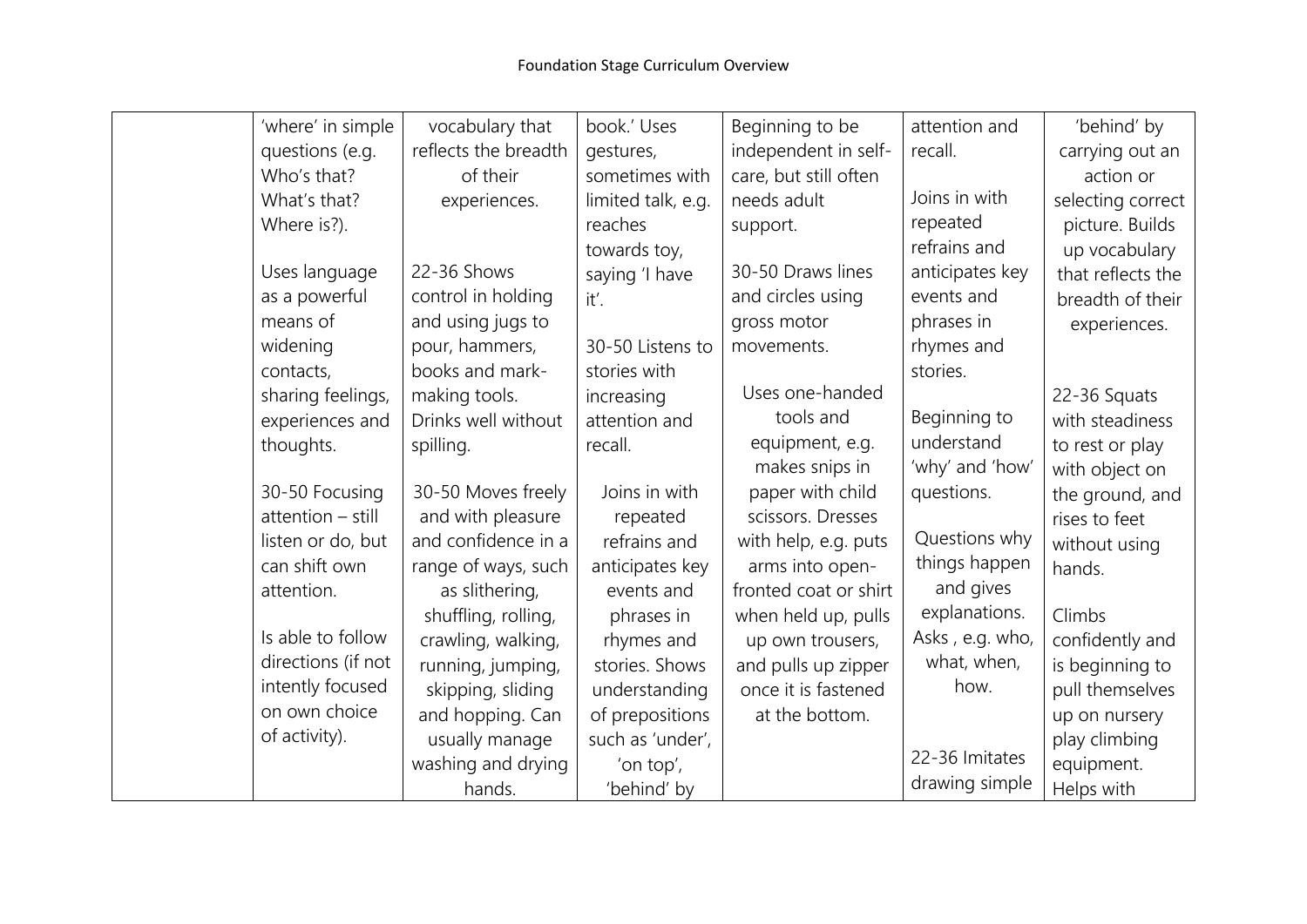| | | | | | | |
|---|---|---|---|---|---|---|
| | 'where' in simple questions (e.g. Who's that? What's that? Where is?).<br><br>Uses language as a powerful means of widening contacts, sharing feelings, experiences and thoughts.<br><br>30-50 Focusing attention – still listen or do, but can shift own attention.<br><br>Is able to follow directions (if not intently focused on own choice of activity). | vocabulary that reflects the breadth of their experiences.<br><br>22-36 Shows control in holding and using jugs to pour, hammers, books and mark-making tools. Drinks well without spilling.<br><br>30-50 Moves freely and with pleasure and confidence in a range of ways, such as slithering, shuffling, rolling, crawling, walking, running, jumping, skipping, sliding and hopping. Can usually manage washing and drying hands. | book.' Uses gestures, sometimes with limited talk, e.g. reaches towards toy, saying 'I have it'.<br><br>30-50 Listens to stories with increasing attention and recall.<br><br>Joins in with repeated refrains and anticipates key events and phrases in rhymes and stories. Shows understanding of prepositions such as 'under', 'on top', 'behind' by | Beginning to be independent in self-care, but still often needs adult support.<br><br>30-50 Draws lines and circles using gross motor movements.<br><br>Uses one-handed tools and equipment, e.g. makes snips in paper with child scissors. Dresses with help, e.g. puts arms into open-fronted coat or shirt when held up, pulls up own trousers, and pulls up zipper once it is fastened at the bottom. | attention and recall.<br><br>Joins in with repeated refrains and anticipates key events and phrases in rhymes and stories.<br><br>Beginning to understand 'why' and 'how' questions.<br><br>Questions why things happen and gives explanations. Asks , e.g. who, what, when, how.<br><br>22-36 Imitates drawing simple | 'behind' by carrying out an action or selecting correct picture. Builds up vocabulary that reflects the breadth of their experiences.<br><br>22-36 Squats with steadiness to rest or play with object on the ground, and rises to feet without using hands.<br><br>Climbs confidently and is beginning to pull themselves up on nursery play climbing equipment. Helps with |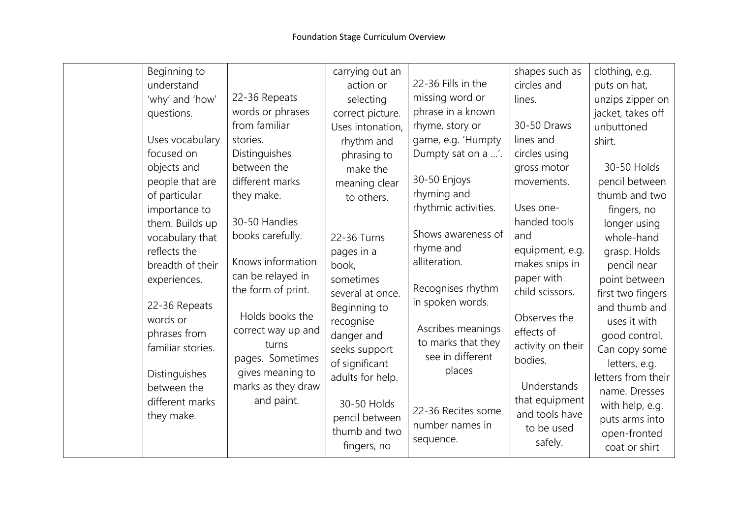| | | | | | | |
|---|---|---|---|---|---|---|
| | Beginning to understand 'why' and 'how' questions.<br><br>Uses vocabulary focused on objects and people that are of particular importance to them. Builds up vocabulary that reflects the breadth of their experiences.<br><br>22-36 Repeats words or phrases from familiar stories.<br><br>Distinguishes between the different marks they make. | 22-36 Repeats words or phrases from familiar stories. Distinguishes between the different marks they make.<br><br>30-50 Handles books carefully.<br><br>Knows information can be relayed in the form of print.<br><br>Holds books the correct way up and turns pages. Sometimes gives meaning to marks as they draw and paint. | carrying out an action or selecting correct picture. Uses intonation, rhythm and phrasing to make the meaning clear to others.<br><br>22-36 Turns pages in a book, sometimes several at once. Beginning to recognise danger and seeks support of significant adults for help.<br><br>30-50 Holds pencil between thumb and two fingers, no | 22-36 Fills in the missing word or phrase in a known rhyme, story or game, e.g. 'Humpty Dumpty sat on a …'.<br><br>30-50 Enjoys rhyming and rhythmic activities.<br><br>Shows awareness of rhyme and alliteration.<br><br>Recognises rhythm in spoken words.<br><br>Ascribes meanings to marks that they see in different places<br><br>22-36 Recites some number names in sequence. | shapes such as circles and lines.<br><br>30-50 Draws lines and circles using gross motor movements.<br><br>Uses one-handed tools and equipment, e.g. makes snips in paper with child scissors.<br><br>Observes the effects of activity on their bodies.<br><br>Understands that equipment and tools have to be used safely. | clothing, e.g. puts on hat, unzips zipper on jacket, takes off unbuttoned shirt.<br><br>30-50 Holds pencil between thumb and two fingers, no longer using whole-hand grasp. Holds pencil near point between first two fingers and thumb and uses it with good control. Can copy some letters, e.g. letters from their name. Dresses with help, e.g. puts arms into open-fronted coat or shirt |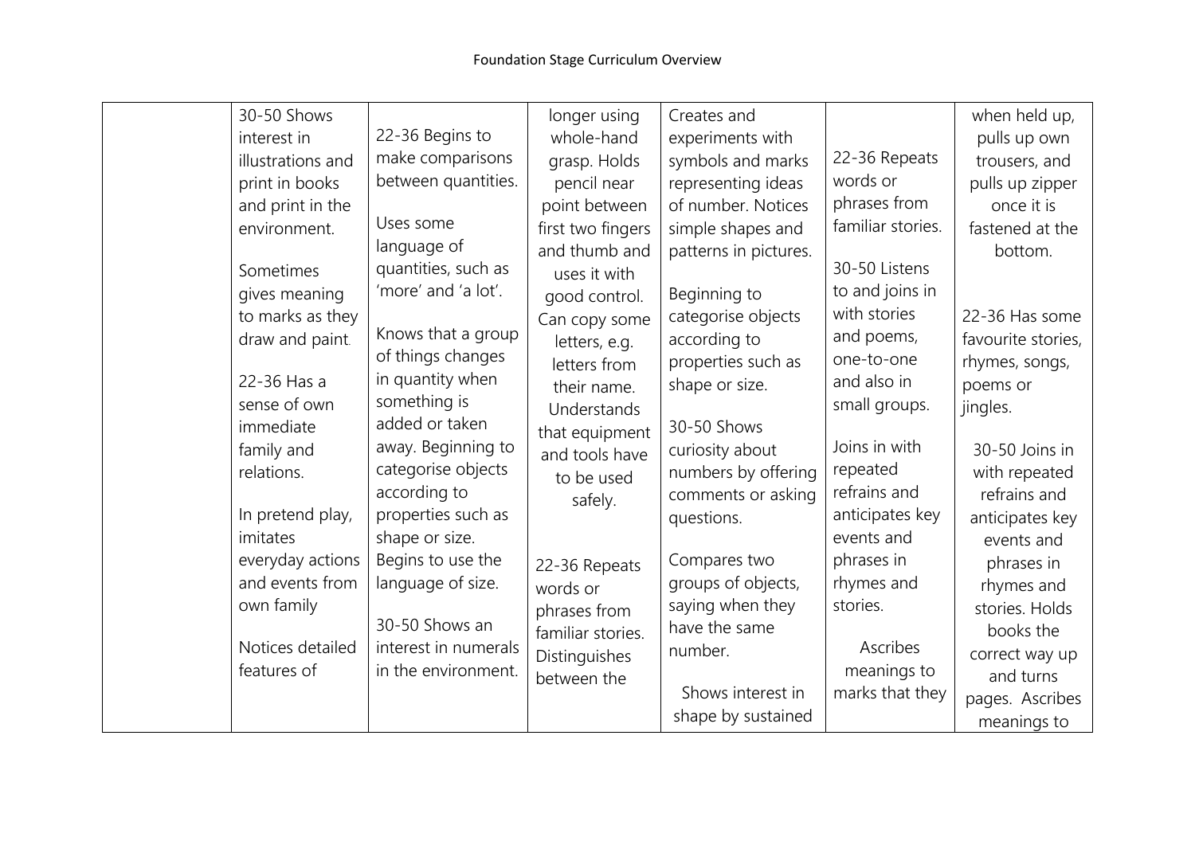| | | | | | | |
|---|---|---|---|---|---|---|
| | 30-50 Shows interest in illustrations and print in books and print in the environment.<br><br>Sometimes gives meaning to marks as they draw and paint.<br><br>22-36 Has a sense of own immediate family and relations.<br><br>In pretend play, imitates everyday actions and events from own family<br><br>Notices detailed features of | 22-36 Begins to make comparisons between quantities.<br><br>Uses some language of quantities, such as 'more' and 'a lot'.<br><br>Knows that a group of things changes in quantity when something is added or taken away. Beginning to categorise objects according to properties such as shape or size. Begins to use the language of size.<br><br>30-50 Shows an interest in numerals in the environment. | longer using whole-hand grasp. Holds pencil near point between first two fingers and thumb and uses it with good control. Can copy some letters, e.g. letters from their name. Understands that equipment and tools have to be used safely.<br><br>22-36 Repeats words or phrases from familiar stories. Distinguishes between the | Creates and experiments with symbols and marks representing ideas of number. Notices simple shapes and patterns in pictures.<br><br>Beginning to categorise objects according to properties such as shape or size.<br><br>30-50 Shows curiosity about numbers by offering comments or asking questions.<br><br>Compares two groups of objects, saying when they have the same number.<br><br>Shows interest in shape by sustained | 22-36 Repeats words or phrases from familiar stories.<br><br>30-50 Listens to and joins in with stories and poems, one-to-one and also in small groups.<br><br>Joins in with repeated refrains and anticipates key events and phrases in rhymes and stories.<br><br>Ascribes meanings to marks that they | when held up, pulls up own trousers, and pulls up zipper once it is fastened at the bottom.<br><br>22-36 Has some favourite stories, rhymes, songs, poems or jingles.<br><br>30-50 Joins in with repeated refrains and anticipates key events and phrases in rhymes and stories. Holds books the correct way up and turns pages. Ascribes meanings to |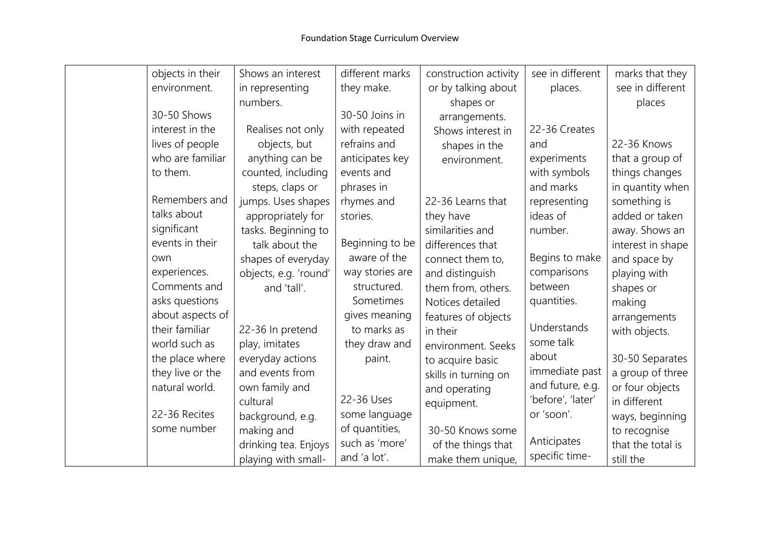| | | | | | | |
|---|---|---|---|---|---|---|
| | objects in their environment.<br><br>30-50 Shows interest in the lives of people who are familiar to them.<br><br>Remembers and talks about significant events in their own experiences. Comments and asks questions about aspects of their familiar world such as the place where they live or the natural world.<br><br>22-36 Recites some number | Shows an interest in representing numbers.<br><br>Realises not only objects, but anything can be counted, including steps, claps or jumps. Uses shapes appropriately for tasks. Beginning to talk about the shapes of everyday objects, e.g. 'round' and 'tall'.<br><br>22-36 In pretend play, imitates everyday actions and events from own family and cultural background, e.g. making and drinking tea. Enjoys playing with small- | different marks they make.<br><br>30-50 Joins in with repeated refrains and anticipates key events and phrases in rhymes and stories.<br><br>Beginning to be aware of the way stories are structured. Sometimes gives meaning to marks as they draw and paint.<br><br>22-36 Uses some language of quantities, such as 'more' and 'a lot'. | construction activity or by talking about shapes or arrangements. Shows interest in shapes in the environment.<br><br>22-36 Learns that they have similarities and differences that connect them to, and distinguish them from, others. Notices detailed features of objects in their environment. Seeks to acquire basic skills in turning on and operating equipment.<br><br>30-50 Knows some of the things that make them unique, | see in different places.<br><br>22-36 Creates and experiments with symbols and marks representing ideas of number.<br><br>Begins to make comparisons between quantities.<br><br>Understands some talk about immediate past and future, e.g. 'before', 'later' or 'soon'.<br><br>Anticipates specific time- | marks that they see in different places<br><br>22-36 Knows that a group of things changes in quantity when something is added or taken away. Shows an interest in shape and space by playing with shapes or making arrangements with objects.<br><br>30-50 Separates a group of three or four objects in different ways, beginning to recognise that the total is still the |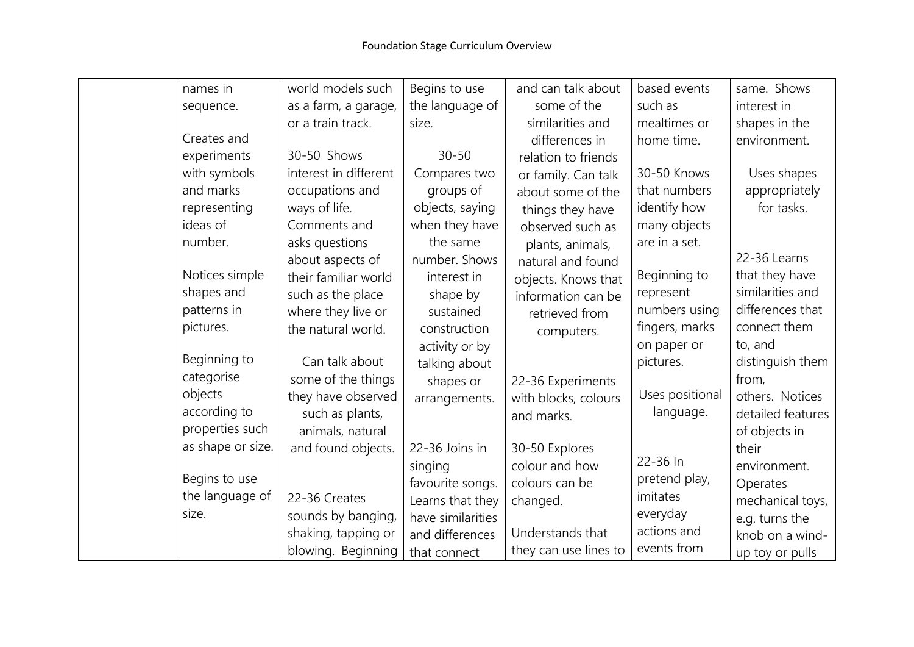| | | | | | | |
|---|---|---|---|---|---|---|
| | names in sequence.<br><br>Creates and experiments with symbols and marks representing ideas of number.<br><br>Notices simple shapes and patterns in pictures.<br><br>Beginning to categorise objects according to properties such as shape or size.<br><br>Begins to use the language of size. | world models such as a farm, a garage, or a train track.<br><br>30-50 Shows interest in different occupations and ways of life. Comments and asks questions about aspects of their familiar world such as the place where they live or the natural world.<br><br>Can talk about some of the things they have observed such as plants, animals, natural and found objects.<br><br>22-36 Creates sounds by banging, shaking, tapping or blowing. Beginning | Begins to use the language of size.<br><br>30-50 Compares two groups of objects, saying when they have the same number. Shows interest in shape by sustained construction activity or by talking about shapes or arrangements.<br><br>22-36 Joins in singing favourite songs. Learns that they have similarities and differences that connect | and can talk about some of the similarities and differences in relation to friends or family. Can talk about some of the things they have observed such as plants, animals, natural and found objects. Knows that information can be retrieved from computers.<br><br>22-36 Experiments with blocks, colours and marks.<br><br>30-50 Explores colour and how colours can be changed.<br><br>Understands that they can use lines to | based events such as mealtimes or home time.<br><br>30-50 Knows that numbers identify how many objects are in a set.<br><br>Beginning to represent numbers using fingers, marks on paper or pictures.<br><br>Uses positional language.<br><br>22-36 In pretend play, imitates everyday actions and events from | same. Shows interest in shapes in the environment.<br><br>Uses shapes appropriately for tasks.<br><br>22-36 Learns that they have similarities and differences that connect them to, and distinguish them from, others. Notices detailed features of objects in their environment. Operates mechanical toys, e.g. turns the knob on a wind-up toy or pulls |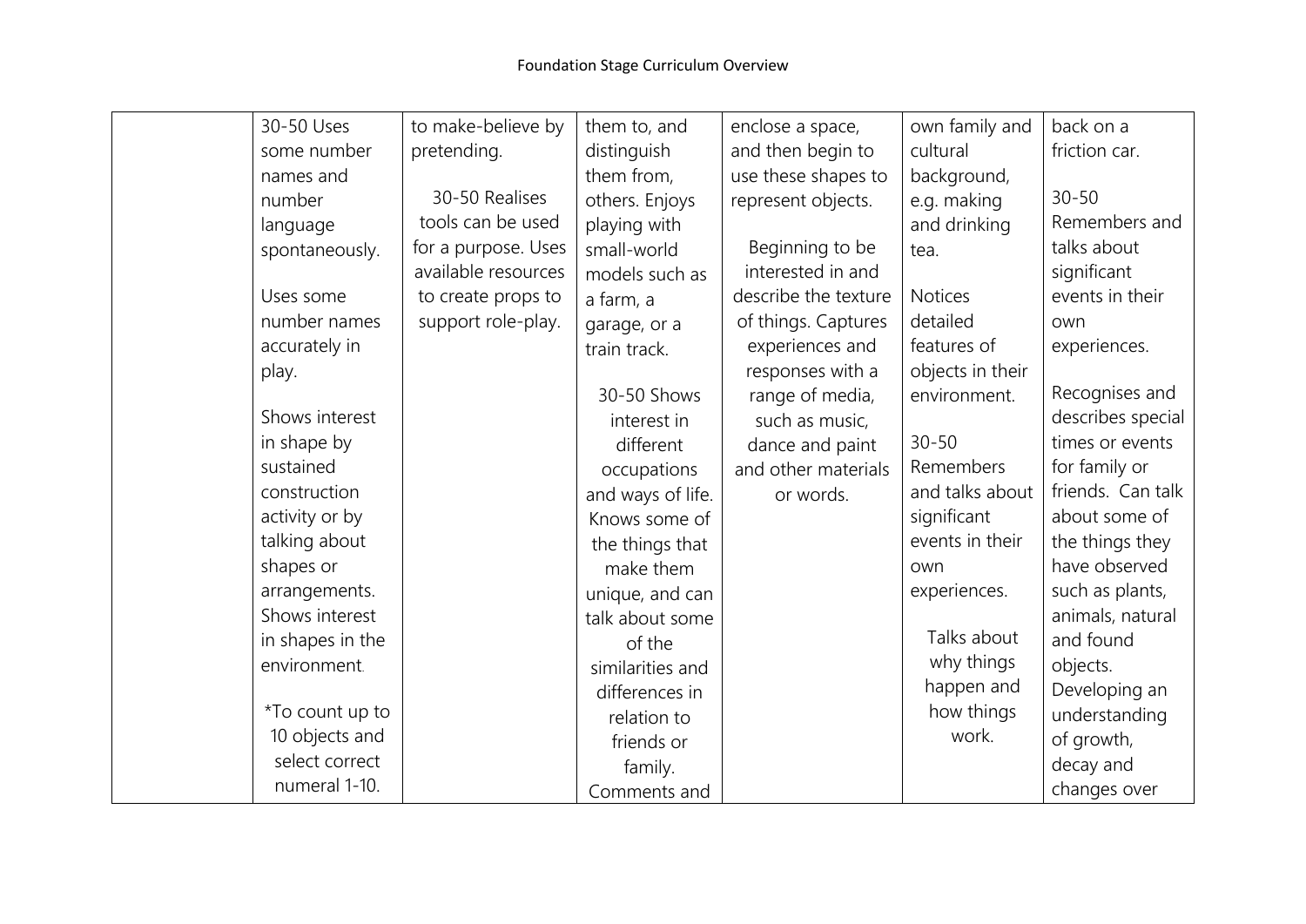| | | | | | | |
|---|---|---|---|---|---|---|
| | 30-50 Uses some number names and number language spontaneously.<br><br>Uses some number names accurately in play.<br><br>Shows interest in shape by sustained construction activity or by talking about shapes or arrangements. Shows interest in shapes in the environment.<br><br>*To count up to 10 objects and select correct numeral 1-10. | to make-believe by pretending.<br><br>30-50 Realises tools can be used for a purpose. Uses available resources to create props to support role-play. | them to, and distinguish them from, others. Enjoys playing with small-world models such as a farm, a garage, or a train track.<br><br>30-50 Shows interest in different occupations and ways of life. Knows some of the things that make them unique, and can talk about some of the similarities and differences in relation to friends or family. Comments and | enclose a space, and then begin to use these shapes to represent objects.<br><br>Beginning to be interested in and describe the texture of things. Captures experiences and responses with a range of media, such as music, dance and paint and other materials or words. | own family and cultural background, e.g. making and drinking tea.<br><br>Notices detailed features of objects in their environment.<br><br>30-50 Remembers and talks about significant events in their own experiences.<br><br>Talks about why things happen and how things work. | back on a friction car.<br><br>30-50 Remembers and talks about significant events in their own experiences.<br><br>Recognises and describes special times or events for family or friends. Can talk about some of the things they have observed such as plants, animals, natural and found objects. Developing an understanding of growth, decay and changes over |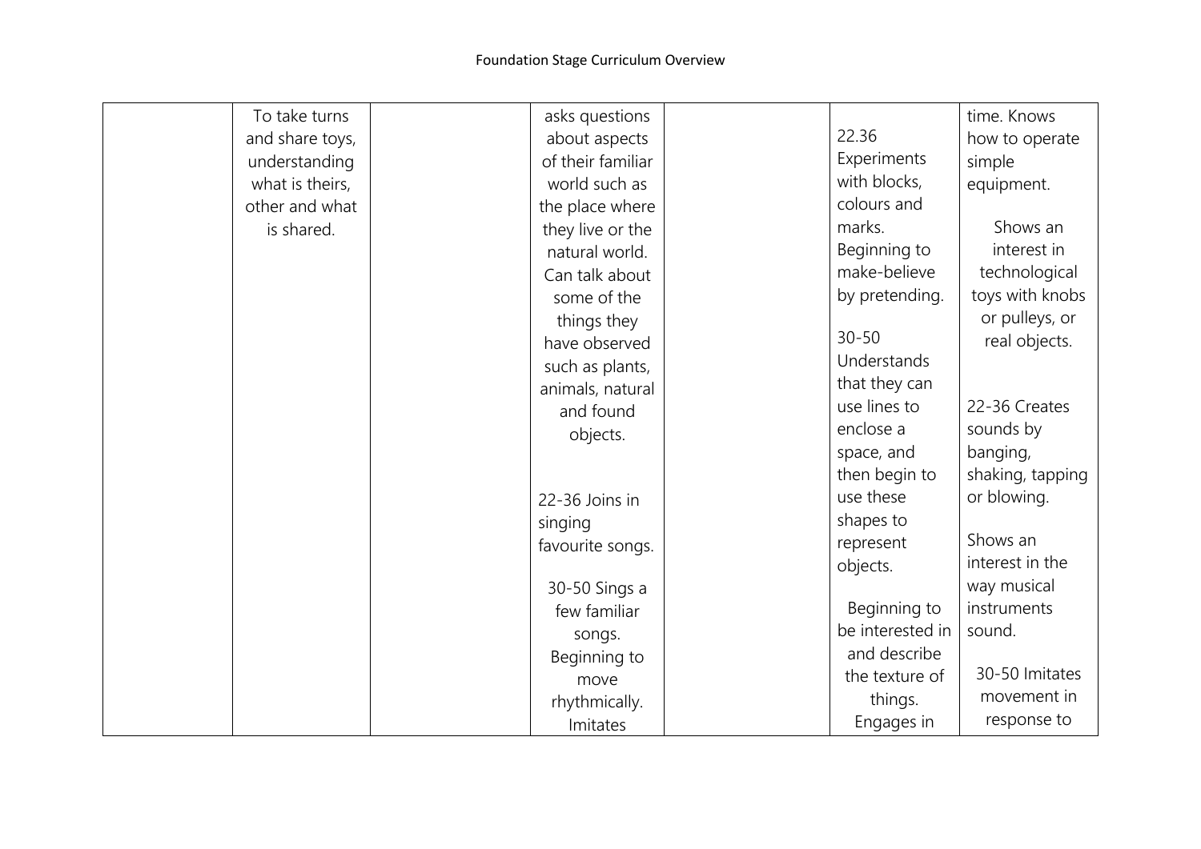| | | | | | | |
|---|---|---|---|---|---|---|
| | To take turns and share toys, understanding what is theirs, other and what is shared. | | asks questions about aspects of their familiar world such as the place where they live or the natural world. Can talk about some of the things they have observed such as plants, animals, natural and found objects.<br><br>22-36 Joins in singing favourite songs.<br><br>30-50 Sings a few familiar songs. Beginning to move rhythmically. Imitates | | 22.36 Experiments with blocks, colours and marks. Beginning to make-believe by pretending.<br><br>30-50 Understands that they can use lines to enclose a space, and then begin to use these shapes to represent objects.<br><br>Beginning to be interested in and describe the texture of things. Engages in | time. Knows how to operate simple equipment.<br><br>Shows an interest in technological toys with knobs or pulleys, or real objects.<br><br>22-36 Creates sounds by banging, shaking, tapping or blowing.<br><br>Shows an interest in the way musical instruments sound.<br><br>30-50 Imitates movement in response to |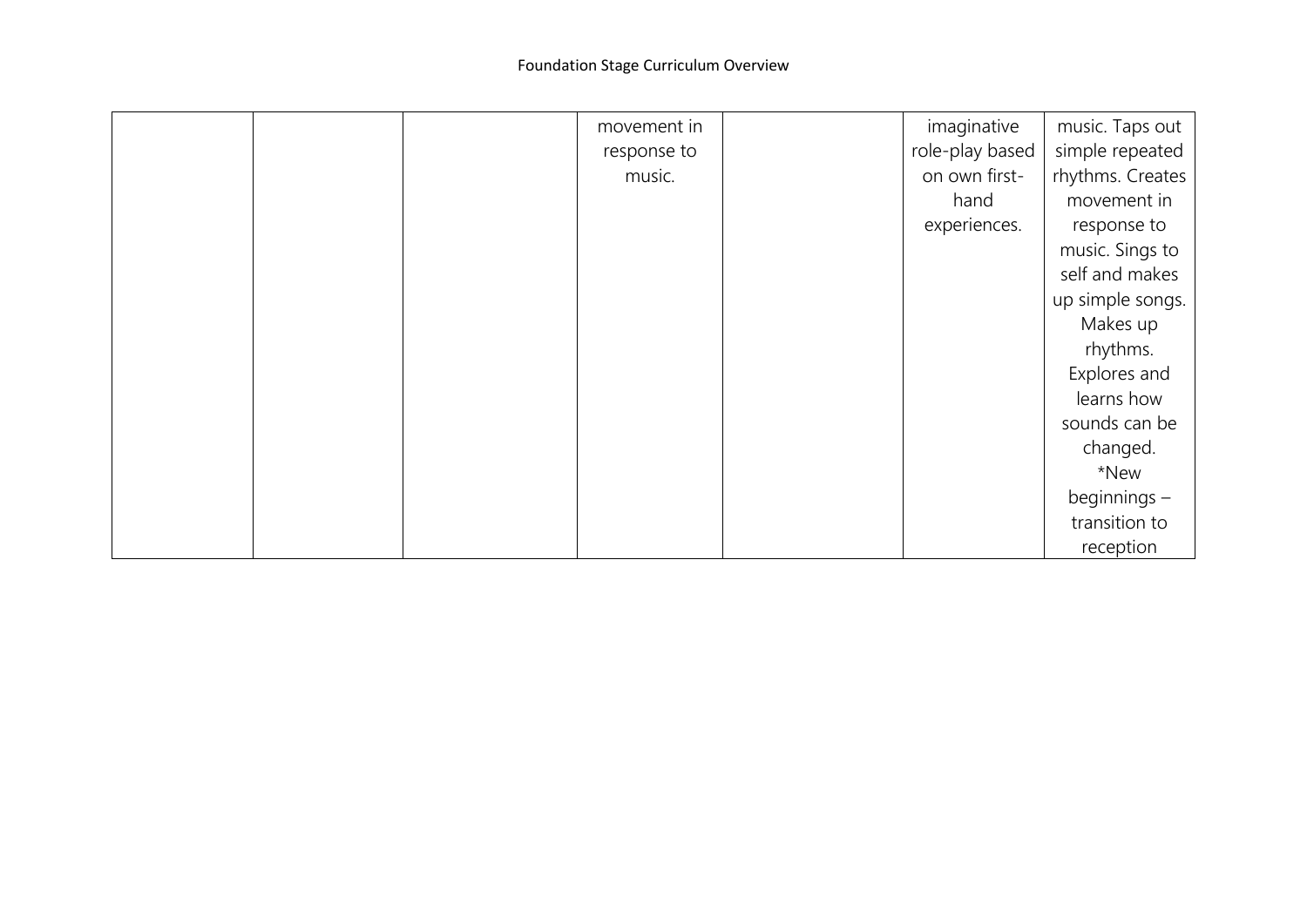| | | | | | | |
|---|---|---|---|---|---|---|
| | | | movement in response to music. | | imaginative role-play based on own first-hand experiences. | music. Taps out simple repeated rhythms. Creates movement in response to music. Sings to self and makes up simple songs. Makes up rhythms. Explores and learns how sounds can be changed. *New beginnings – transition to reception |